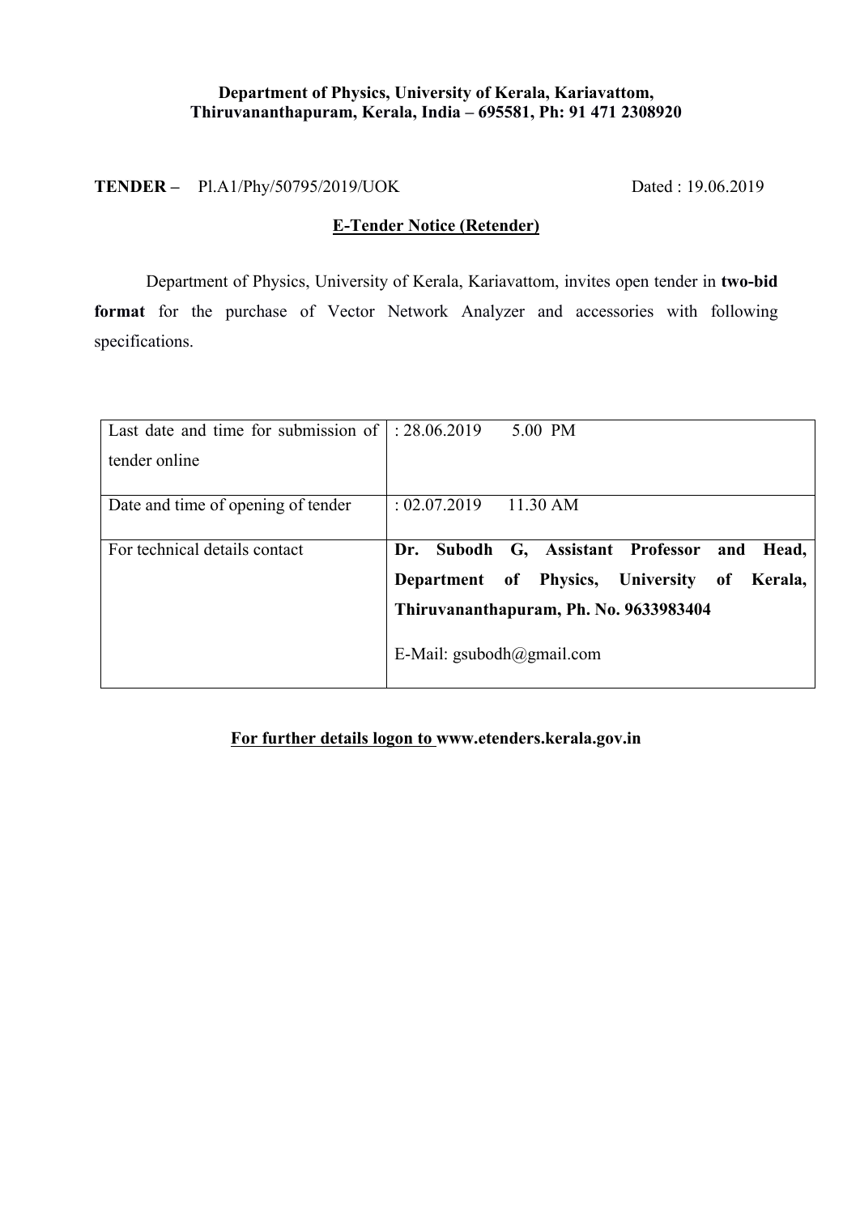**Department of Physics, University of Kerala, Kariavattom, Thiruvananthapuram, Kerala, India – 695581, Ph: 91 471 2308920**

**TENDER –** Pl.A1/Phy/50795/2019/UOK Dated : 19.06.2019

**E-Tender Notice (Retender)**

Department of Physics, University of Kerala, Kariavattom, invites open tender in **two-bid format** for the purchase of Vector Network Analyzer and accessories with following specifications.

| | |
|---|---|
| Last date and time for submission of tender online | : 28.06.2019 5.00 PM |
| Date and time of opening of tender | : 02.07.2019 11.30 AM |
| For technical details contact | **Dr. Subodh G, Assistant Professor and Head, Department of Physics, University of Kerala, Thiruvananthapuram, Ph. No. 9633983404**<br>E-Mail: gsubodh@gmail.com |

**For further details logon to www.etenders.kerala.gov.in**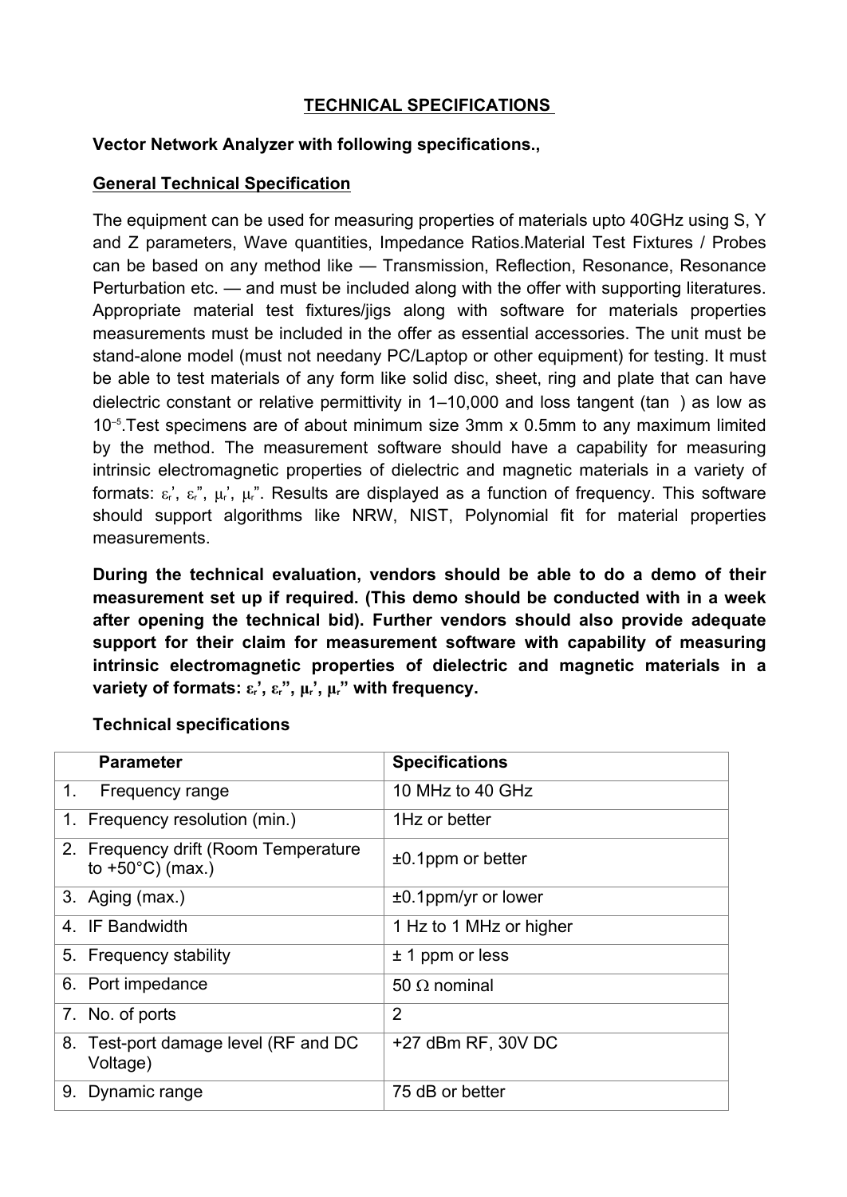## TECHNICAL SPECIFICATIONS

**Vector Network Analyzer with following specifications.,**

### General Technical Specification

The equipment can be used for measuring properties of materials upto 40GHz using S, Y and Z parameters, Wave quantities, Impedance Ratios.Material Test Fixtures / Probes can be based on any method like — Transmission, Reflection, Resonance, Resonance Perturbation etc. — and must be included along with the offer with supporting literatures. Appropriate material test fixtures/jigs along with software for materials properties measurements must be included in the offer as essential accessories. The unit must be stand-alone model (must not needany PC/Laptop or other equipment) for testing. It must be able to test materials of any form like solid disc, sheet, ring and plate that can have dielectric constant or relative permittivity in 1–10,000 and loss tangent (tan ) as low as $10^{-5}$.Test specimens are of about minimum size 3mm x 0.5mm to any maximum limited by the method. The measurement software should have a capability for measuring intrinsic electromagnetic properties of dielectric and magnetic materials in a variety of formats: $\varepsilon_r'$, $\varepsilon_r''$, $\mu_r'$, $\mu_r''$. Results are displayed as a function of frequency. This software should support algorithms like NRW, NIST, Polynomial fit for material properties measurements.

**During the technical evaluation, vendors should be able to do a demo of their measurement set up if required. (This demo should be conducted with in a week after opening the technical bid). Further vendors should also provide adequate support for their claim for measurement software with capability of measuring intrinsic electromagnetic properties of dielectric and magnetic materials in a variety of formats: $\varepsilon_r'$, $\varepsilon_r''$, $\mu_r'$, $\mu_r''$ with frequency.**

**Technical specifications**

| Parameter | Specifications |
|---|---|
| 1. Frequency range | 10 MHz to 40 GHz |
| 1. Frequency resolution (min.) | 1Hz or better |
| 2. Frequency drift (Room Temperature to +50°C) (max.) | ±0.1ppm or better |
| 3. Aging (max.) | ±0.1ppm/yr or lower |
| 4. IF Bandwidth | 1 Hz to 1 MHz or higher |
| 5. Frequency stability | ± 1 ppm or less |
| 6. Port impedance | 50 Ω nominal |
| 7. No. of ports | 2 |
| 8. Test-port damage level (RF and DC Voltage) | +27 dBm RF, 30V DC |
| 9. Dynamic range | 75 dB or better |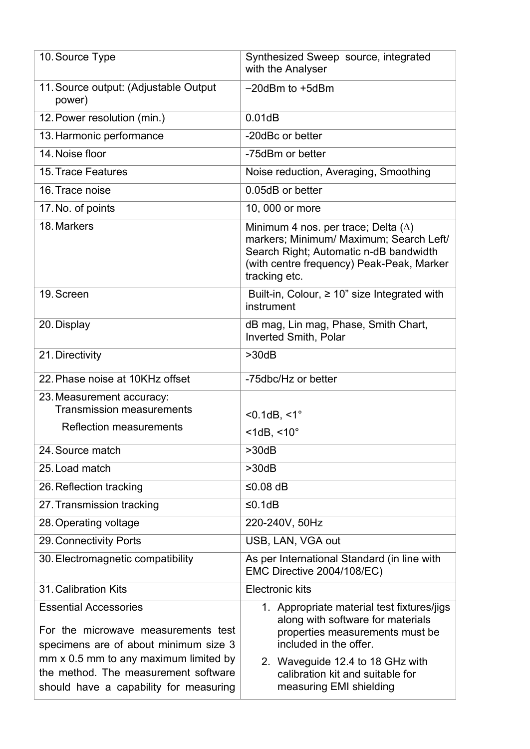| | |
|---|---|
| 10. Source Type | Synthesized Sweep source, integrated with the Analyser |
| 11. Source output: (Adjustable Output power) | −20dBm to +5dBm |
| 12. Power resolution (min.) | 0.01dB |
| 13. Harmonic performance | -20dBc or better |
| 14. Noise floor | -75dBm or better |
| 15. Trace Features | Noise reduction, Averaging, Smoothing |
| 16. Trace noise | 0.05dB or better |
| 17. No. of points | 10, 000 or more |
| 18. Markers | Minimum 4 nos. per trace; Delta (∆) markers; Minimum/ Maximum; Search Left/ Search Right; Automatic n-dB bandwidth (with centre frequency) Peak-Peak, Marker tracking etc. |
| 19. Screen | Built-in, Colour, ≥ 10" size Integrated with instrument |
| 20. Display | dB mag, Lin mag, Phase, Smith Chart, Inverted Smith, Polar |
| 21. Directivity | >30dB |
| 22. Phase noise at 10KHz offset | -75dbc/Hz or better |
| 23. Measurement accuracy: Transmission measurements<br>Reflection measurements | <0.1dB, <1°<br><1dB, <10° |
| 24. Source match | >30dB |
| 25. Load match | >30dB |
| 26. Reflection tracking | ≤0.08 dB |
| 27. Transmission tracking | ≤0.1dB |
| 28. Operating voltage | 220-240V, 50Hz |
| 29. Connectivity Ports | USB, LAN, VGA out |
| 30. Electromagnetic compatibility | As per International Standard (in line with EMC Directive 2004/108/EC) |
| 31. Calibration Kits | Electronic kits |
| Essential Accessories<br>For the microwave measurements test specimens are of about minimum size 3 mm x 0.5 mm to any maximum limited by the method. The measurement software should have a capability for measuring | 1. Appropriate material test fixtures/jigs along with software for materials properties measurements must be included in the offer.<br>2. Waveguide 12.4 to 18 GHz with calibration kit and suitable for measuring EMI shielding |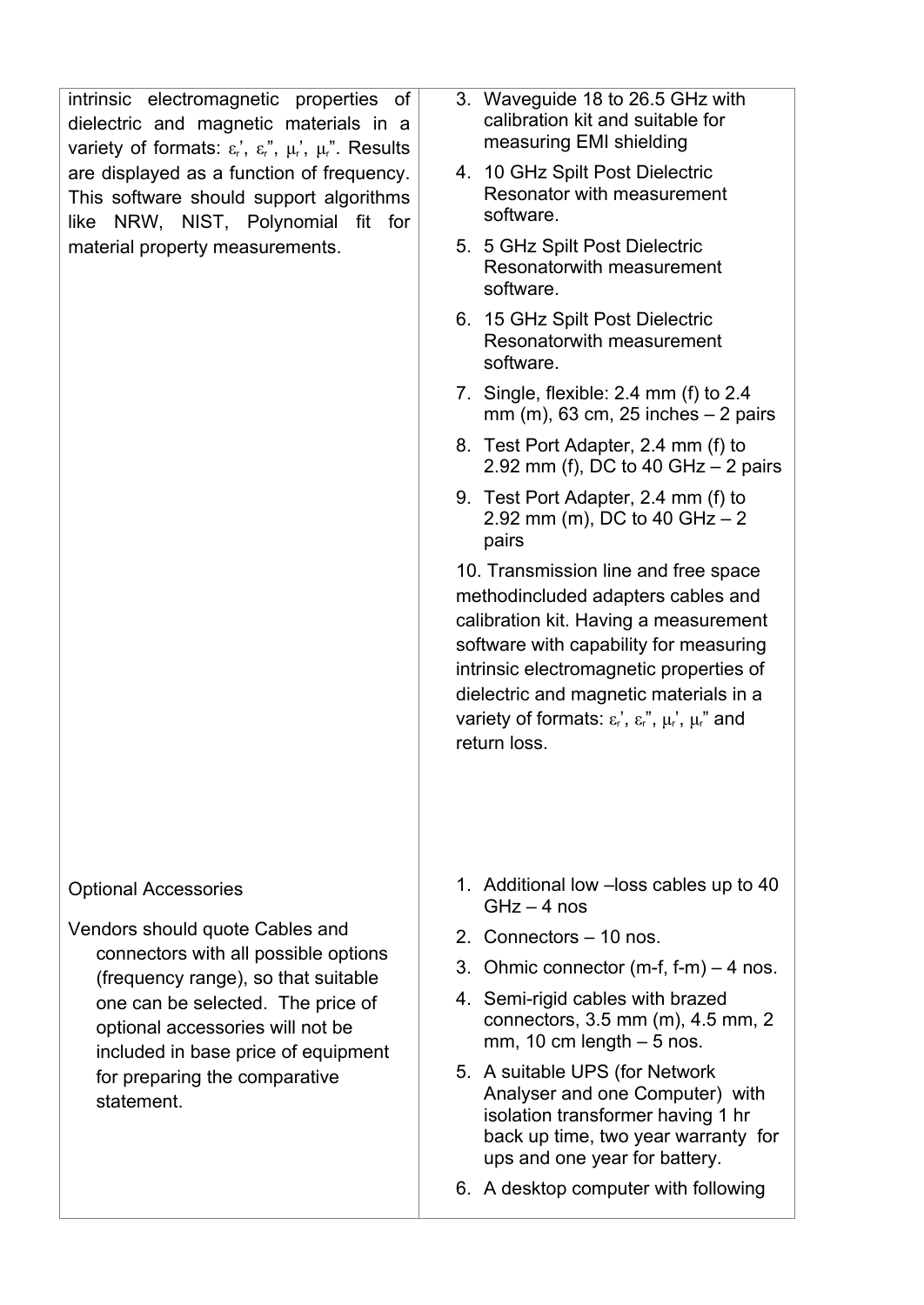| | |
|---|---|
| intrinsic electromagnetic properties of dielectric and magnetic materials in a variety of formats: $\varepsilon_r'$, $\varepsilon_r''$, $\mu_r'$, $\mu_r''$. Results are displayed as a function of frequency. This software should support algorithms like NRW, NIST, Polynomial fit for material property measurements. | 3. Waveguide 18 to 26.5 GHz with calibration kit and suitable for measuring EMI shielding<br>4. 10 GHz Spilt Post Dielectric Resonator with measurement software.<br>5. 5 GHz Spilt Post Dielectric Resonatorwith measurement software.<br>6. 15 GHz Spilt Post Dielectric Resonatorwith measurement software.<br>7. Single, flexible: 2.4 mm (f) to 2.4 mm (m), 63 cm, 25 inches – 2 pairs<br>8. Test Port Adapter, 2.4 mm (f) to 2.92 mm (f), DC to 40 GHz – 2 pairs<br>9. Test Port Adapter, 2.4 mm (f) to 2.92 mm (m), DC to 40 GHz – 2 pairs<br>10. Transmission line and free space methodincluded adapters cables and calibration kit. Having a measurement software with capability for measuring intrinsic electromagnetic properties of dielectric and magnetic materials in a variety of formats: $\varepsilon_r'$, $\varepsilon_r''$, $\mu_r'$, $\mu_r''$ and return loss. |
| Optional Accessories<br><br>Vendors should quote Cables and connectors with all possible options (frequency range), so that suitable one can be selected. The price of optional accessories will not be included in base price of equipment for preparing the comparative statement. | 1. Additional low –loss cables up to 40 GHz – 4 nos<br>2. Connectors – 10 nos.<br>3. Ohmic connector (m-f, f-m) – 4 nos.<br>4. Semi-rigid cables with brazed connectors, 3.5 mm (m), 4.5 mm, 2 mm, 10 cm length – 5 nos.<br>5. A suitable UPS (for Network Analyser and one Computer) with isolation transformer having 1 hr back up time, two year warranty for ups and one year for battery.<br>6. A desktop computer with following |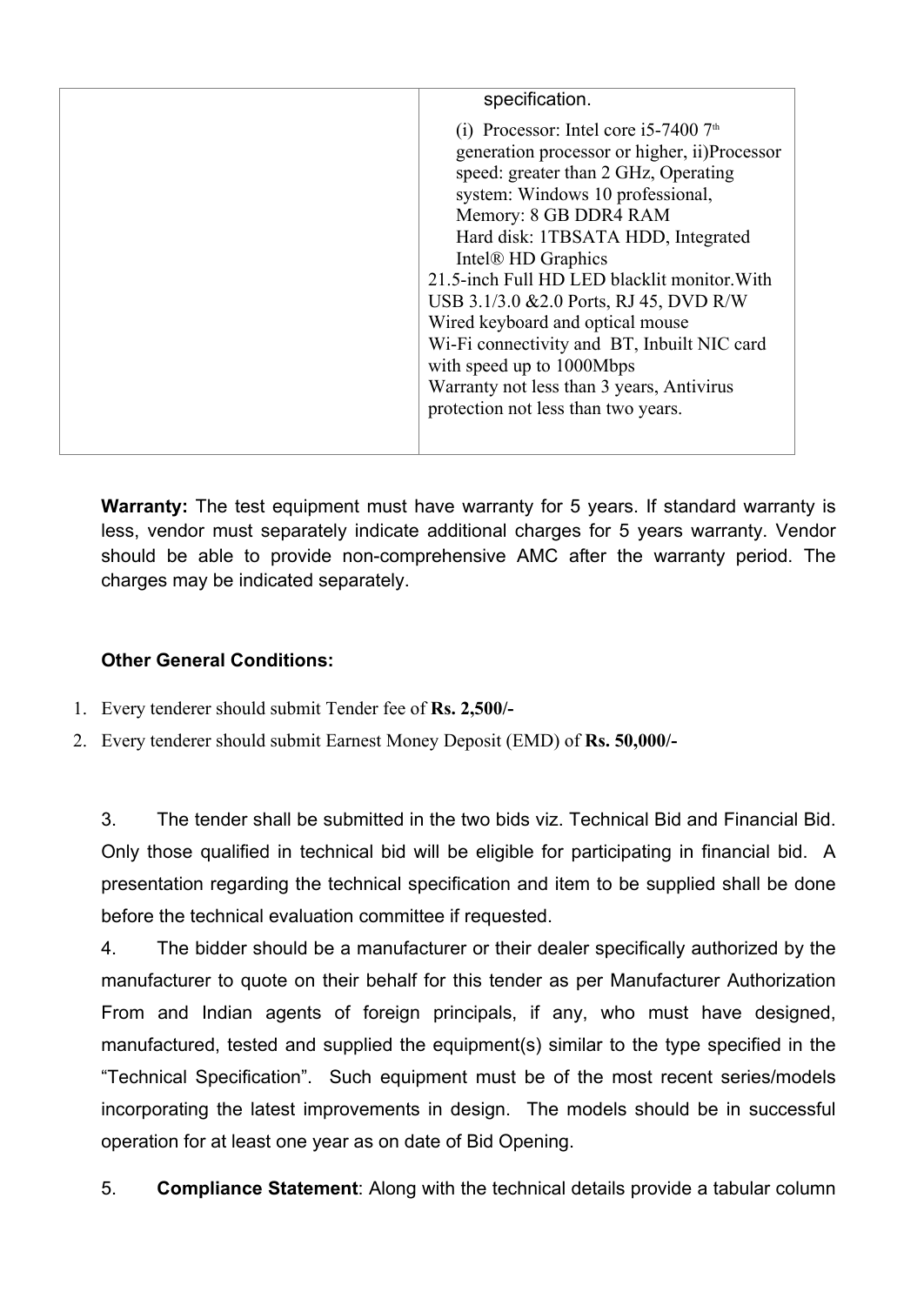| | specification.<br><br>(i) Processor: Intel core i5-7400 7th generation processor or higher, ii)Processor speed: greater than 2 GHz, Operating system: Windows 10 professional, Memory: 8 GB DDR4 RAM Hard disk: 1TBSATA HDD, Integrated Intel® HD Graphics<br>21.5-inch Full HD LED blacklit monitor.With USB 3.1/3.0 &2.0 Ports, RJ 45, DVD R/W<br>Wired keyboard and optical mouse<br>Wi-Fi connectivity and BT, Inbuilt NIC card with speed up to 1000Mbps<br>Warranty not less than 3 years, Antivirus protection not less than two years. |
|---|---|

**Warranty:** The test equipment must have warranty for 5 years. If standard warranty is less, vendor must separately indicate additional charges for 5 years warranty. Vendor should be able to provide non-comprehensive AMC after the warranty period. The charges may be indicated separately.

**Other General Conditions:**

1. Every tenderer should submit Tender fee of **Rs. 2,500/-**
2. Every tenderer should submit Earnest Money Deposit (EMD) of **Rs. 50,000/-**

3. The tender shall be submitted in the two bids viz. Technical Bid and Financial Bid. Only those qualified in technical bid will be eligible for participating in financial bid. A presentation regarding the technical specification and item to be supplied shall be done before the technical evaluation committee if requested.

4. The bidder should be a manufacturer or their dealer specifically authorized by the manufacturer to quote on their behalf for this tender as per Manufacturer Authorization From and Indian agents of foreign principals, if any, who must have designed, manufactured, tested and supplied the equipment(s) similar to the type specified in the "Technical Specification". Such equipment must be of the most recent series/models incorporating the latest improvements in design. The models should be in successful operation for at least one year as on date of Bid Opening.

5. **Compliance Statement**: Along with the technical details provide a tabular column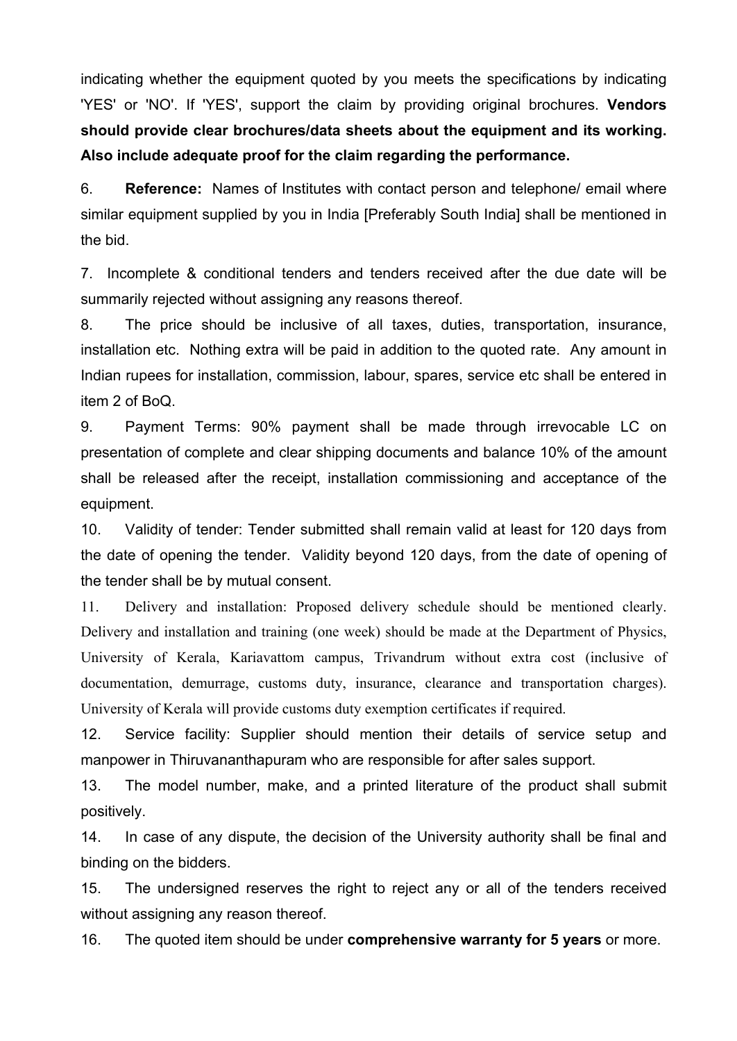indicating whether the equipment quoted by you meets the specifications by indicating 'YES' or 'NO'. If 'YES', support the claim by providing original brochures. **Vendors should provide clear brochures/data sheets about the equipment and its working. Also include adequate proof for the claim regarding the performance.**

6. **Reference:** Names of Institutes with contact person and telephone/ email where similar equipment supplied by you in India [Preferably South India] shall be mentioned in the bid.

7. Incomplete & conditional tenders and tenders received after the due date will be summarily rejected without assigning any reasons thereof.

8. The price should be inclusive of all taxes, duties, transportation, insurance, installation etc. Nothing extra will be paid in addition to the quoted rate. Any amount in Indian rupees for installation, commission, labour, spares, service etc shall be entered in item 2 of BoQ.

9. Payment Terms: 90% payment shall be made through irrevocable LC on presentation of complete and clear shipping documents and balance 10% of the amount shall be released after the receipt, installation commissioning and acceptance of the equipment.

10. Validity of tender: Tender submitted shall remain valid at least for 120 days from the date of opening the tender. Validity beyond 120 days, from the date of opening of the tender shall be by mutual consent.

11. Delivery and installation: Proposed delivery schedule should be mentioned clearly. Delivery and installation and training (one week) should be made at the Department of Physics, University of Kerala, Kariavattom campus, Trivandrum without extra cost (inclusive of documentation, demurrage, customs duty, insurance, clearance and transportation charges). University of Kerala will provide customs duty exemption certificates if required.

12. Service facility: Supplier should mention their details of service setup and manpower in Thiruvananthapuram who are responsible for after sales support.

13. The model number, make, and a printed literature of the product shall submit positively.

14. In case of any dispute, the decision of the University authority shall be final and binding on the bidders.

15. The undersigned reserves the right to reject any or all of the tenders received without assigning any reason thereof.

16. The quoted item should be under **comprehensive warranty for 5 years** or more.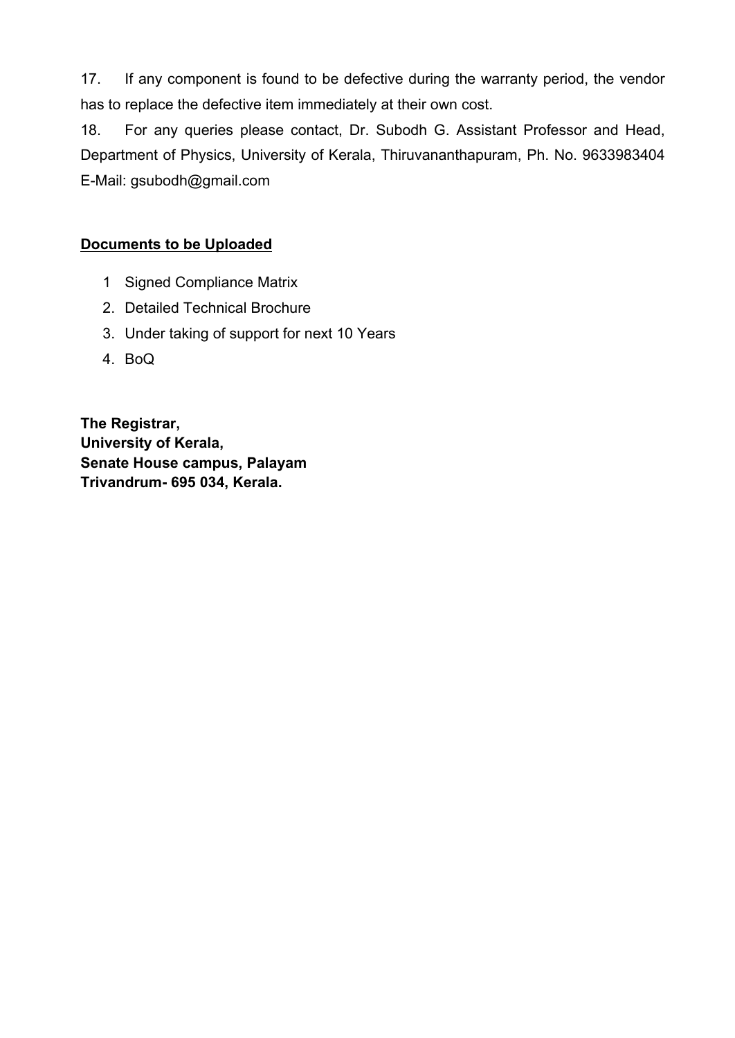17. If any component is found to be defective during the warranty period, the vendor has to replace the defective item immediately at their own cost.

18. For any queries please contact, Dr. Subodh G. Assistant Professor and Head, Department of Physics, University of Kerala, Thiruvananthapuram, Ph. No. 9633983404 E-Mail: gsubodh@gmail.com

**<u>Documents to be Uploaded</u>**

1 Signed Compliance Matrix
2. Detailed Technical Brochure
3. Under taking of support for next 10 Years
4. BoQ

**The Registrar,**
**University of Kerala,**
**Senate House campus, Palayam**
**Trivandrum- 695 034, Kerala.**